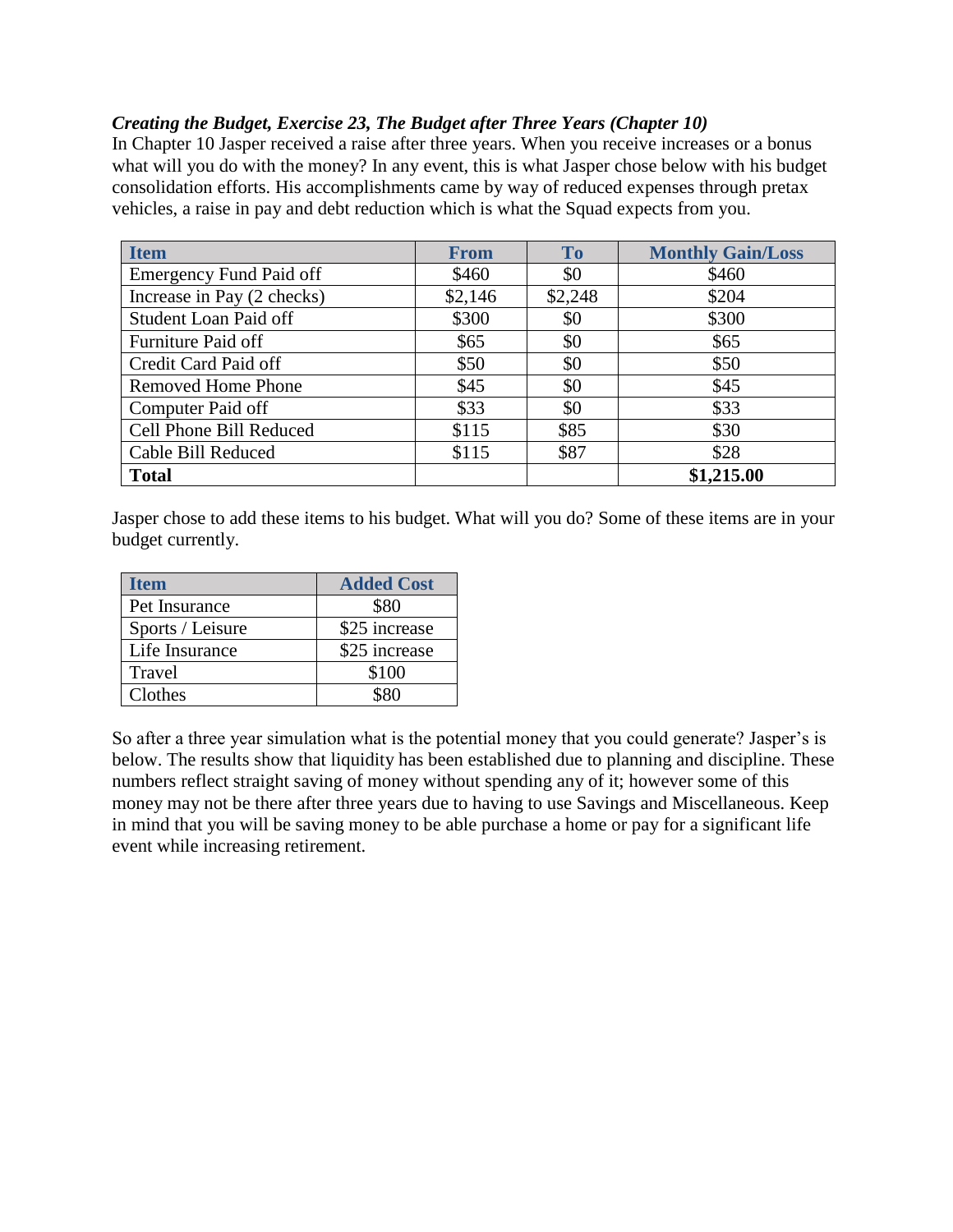***Creating the Budget, Exercise 23, The Budget after Three Years (Chapter 10)***

In Chapter 10 Jasper received a raise after three years. When you receive increases or a bonus what will you do with the money? In any event, this is what Jasper chose below with his budget consolidation efforts. His accomplishments came by way of reduced expenses through pretax vehicles, a raise in pay and debt reduction which is what the Squad expects from you.

| Item | From | To | Monthly Gain/Loss |
|---|---|---|---|
| Emergency Fund Paid off | $460 | $0 | $460 |
| Increase in Pay (2 checks) | $2,146 | $2,248 | $204 |
| Student Loan Paid off | $300 | $0 | $300 |
| Furniture Paid off | $65 | $0 | $65 |
| Credit Card Paid off | $50 | $0 | $50 |
| Removed Home Phone | $45 | $0 | $45 |
| Computer Paid off | $33 | $0 | $33 |
| Cell Phone Bill Reduced | $115 | $85 | $30 |
| Cable Bill Reduced | $115 | $87 | $28 |
| **Total** | | | **$1,215.00** |

Jasper chose to add these items to his budget. What will you do? Some of these items are in your budget currently.

| Item | Added Cost |
|---|---|
| Pet Insurance | $80 |
| Sports / Leisure | $25 increase |
| Life Insurance | $25 increase |
| Travel | $100 |
| Clothes | $80 |

So after a three year simulation what is the potential money that you could generate? Jasper's is below. The results show that liquidity has been established due to planning and discipline. These numbers reflect straight saving of money without spending any of it; however some of this money may not be there after three years due to having to use Savings and Miscellaneous. Keep in mind that you will be saving money to be able purchase a home or pay for a significant life event while increasing retirement.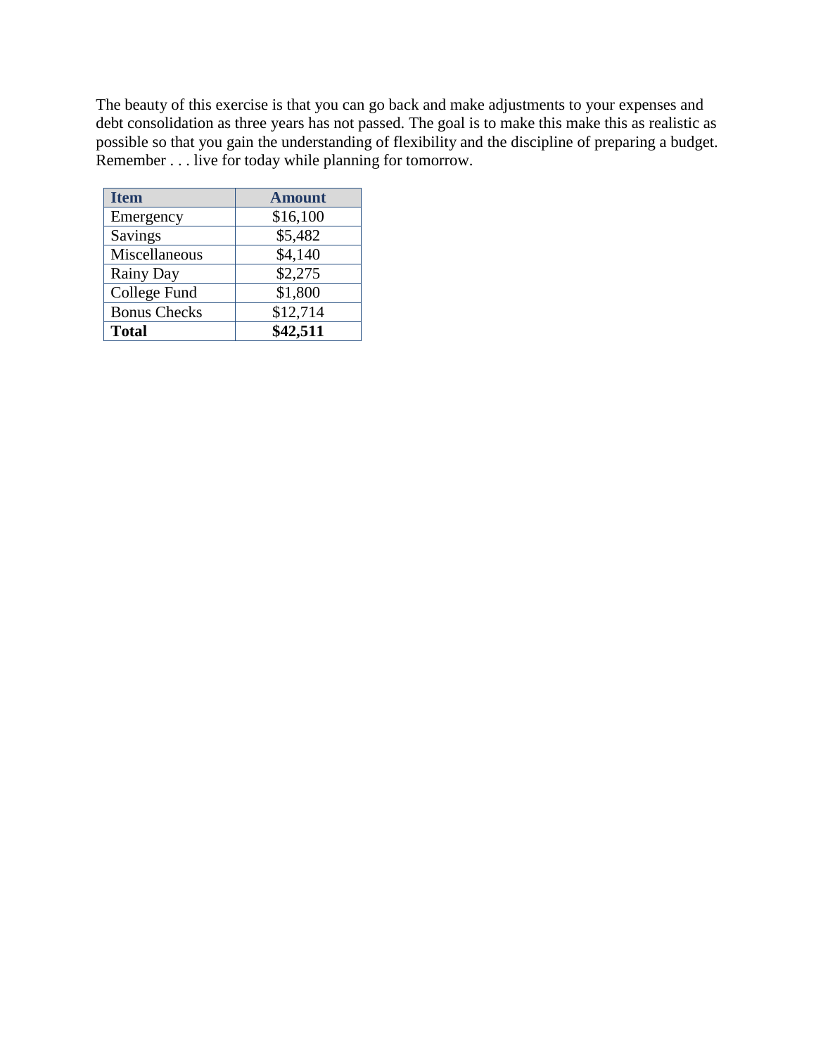The beauty of this exercise is that you can go back and make adjustments to your expenses and debt consolidation as three years has not passed. The goal is to make this make this as realistic as possible so that you gain the understanding of flexibility and the discipline of preparing a budget. Remember . . . live for today while planning for tomorrow.

| Item | Amount |
|---|---|
| Emergency | $16,100 |
| Savings | $5,482 |
| Miscellaneous | $4,140 |
| Rainy Day | $2,275 |
| College Fund | $1,800 |
| Bonus Checks | $12,714 |
| **Total** | **$42,511** |